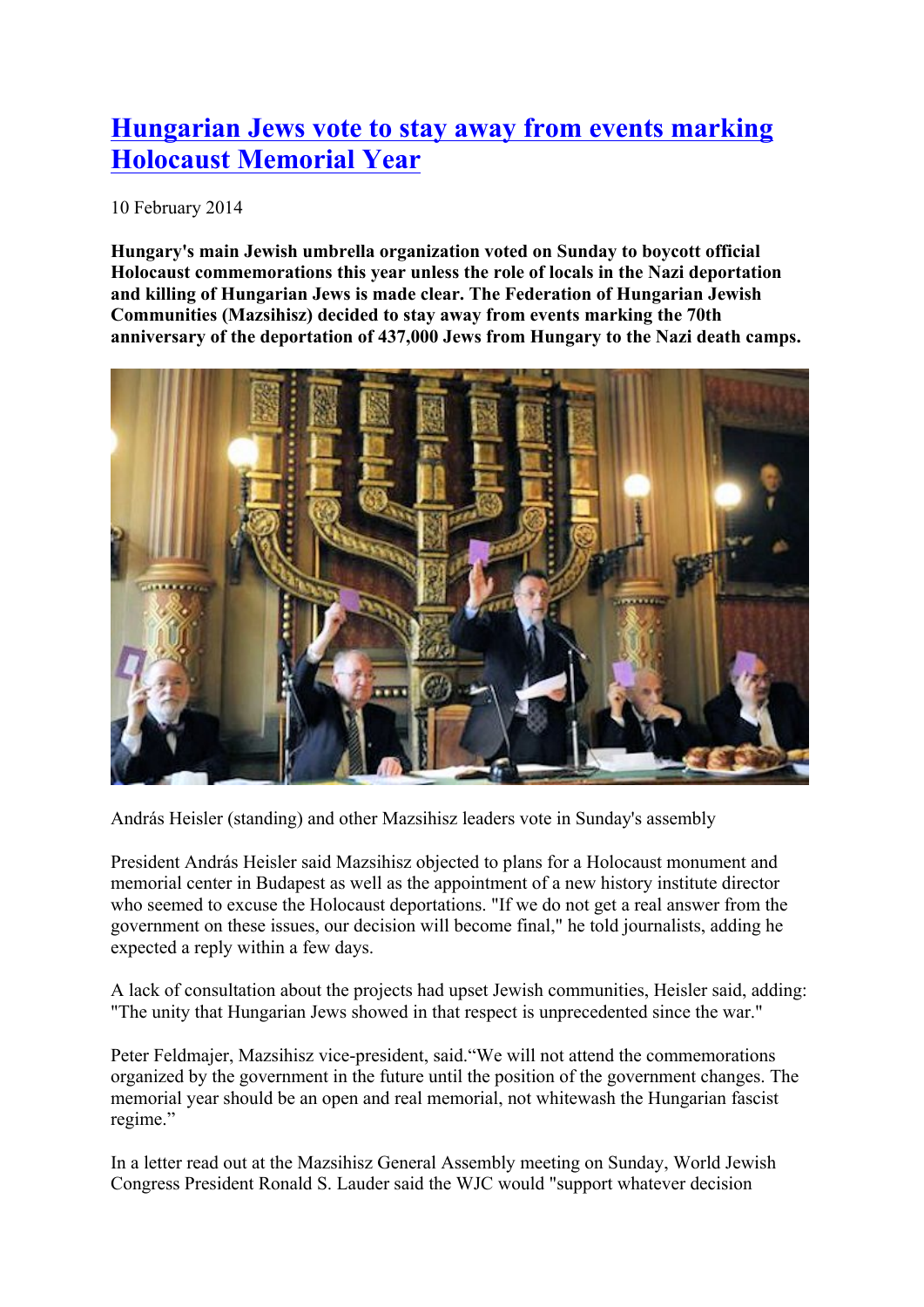# [Hungarian Jews vote to stay away from events marking Holocaust Memorial Year]()

10 February 2014

**Hungary's main Jewish umbrella organization voted on Sunday to boycott official Holocaust commemorations this year unless the role of locals in the Nazi deportation and killing of Hungarian Jews is made clear. The Federation of Hungarian Jewish Communities (Mazsihisz) decided to stay away from events marking the 70th anniversary of the deportation of 437,000 Jews from Hungary to the Nazi death camps.**

András Heisler (standing) and other Mazsihisz leaders vote in Sunday's assembly

President András Heisler said Mazsihisz objected to plans for a Holocaust monument and memorial center in Budapest as well as the appointment of a new history institute director who seemed to excuse the Holocaust deportations. "If we do not get a real answer from the government on these issues, our decision will become final," he told journalists, adding he expected a reply within a few days.

A lack of consultation about the projects had upset Jewish communities, Heisler said, adding: "The unity that Hungarian Jews showed in that respect is unprecedented since the war."

Peter Feldmajer, Mazsihisz vice-president, said."We will not attend the commemorations organized by the government in the future until the position of the government changes. The memorial year should be an open and real memorial, not whitewash the Hungarian fascist regime."

In a letter read out at the Mazsihisz General Assembly meeting on Sunday, World Jewish Congress President Ronald S. Lauder said the WJC would "support whatever decision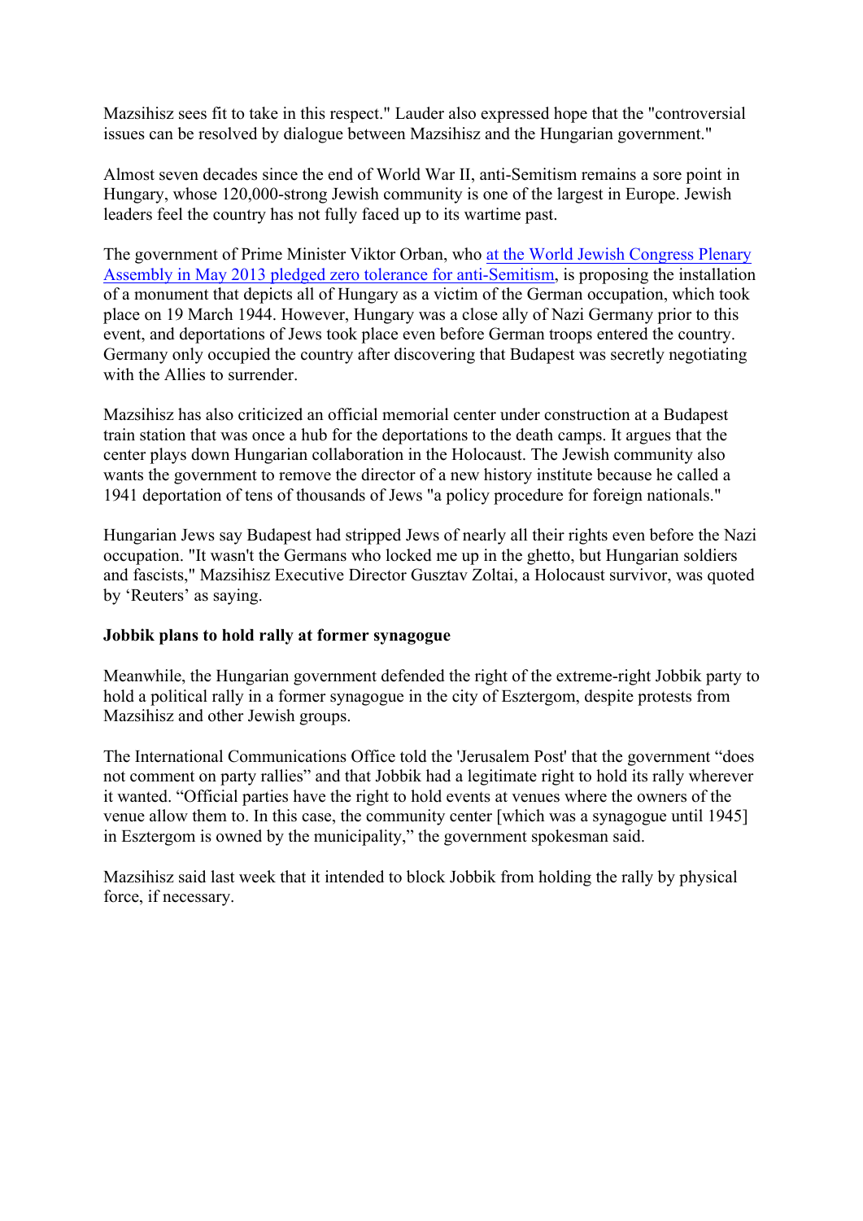Mazsihisz sees fit to take in this respect." Lauder also expressed hope that the "controversial issues can be resolved by dialogue between Mazsihisz and the Hungarian government."

Almost seven decades since the end of World War II, anti-Semitism remains a sore point in Hungary, whose 120,000-strong Jewish community is one of the largest in Europe. Jewish leaders feel the country has not fully faced up to its wartime past.

The government of Prime Minister Viktor Orban, who at the World Jewish Congress Plenary Assembly in May 2013 pledged zero tolerance for anti-Semitism, is proposing the installation of a monument that depicts all of Hungary as a victim of the German occupation, which took place on 19 March 1944. However, Hungary was a close ally of Nazi Germany prior to this event, and deportations of Jews took place even before German troops entered the country. Germany only occupied the country after discovering that Budapest was secretly negotiating with the Allies to surrender.

Mazsihisz has also criticized an official memorial center under construction at a Budapest train station that was once a hub for the deportations to the death camps. It argues that the center plays down Hungarian collaboration in the Holocaust. The Jewish community also wants the government to remove the director of a new history institute because he called a 1941 deportation of tens of thousands of Jews "a policy procedure for foreign nationals."

Hungarian Jews say Budapest had stripped Jews of nearly all their rights even before the Nazi occupation. "It wasn't the Germans who locked me up in the ghetto, but Hungarian soldiers and fascists," Mazsihisz Executive Director Gusztav Zoltai, a Holocaust survivor, was quoted by 'Reuters' as saying.

**Jobbik plans to hold rally at former synagogue**

Meanwhile, the Hungarian government defended the right of the extreme-right Jobbik party to hold a political rally in a former synagogue in the city of Esztergom, despite protests from Mazsihisz and other Jewish groups.

The International Communications Office told the 'Jerusalem Post' that the government "does not comment on party rallies" and that Jobbik had a legitimate right to hold its rally wherever it wanted. "Official parties have the right to hold events at venues where the owners of the venue allow them to. In this case, the community center [which was a synagogue until 1945] in Esztergom is owned by the municipality," the government spokesman said.

Mazsihisz said last week that it intended to block Jobbik from holding the rally by physical force, if necessary.